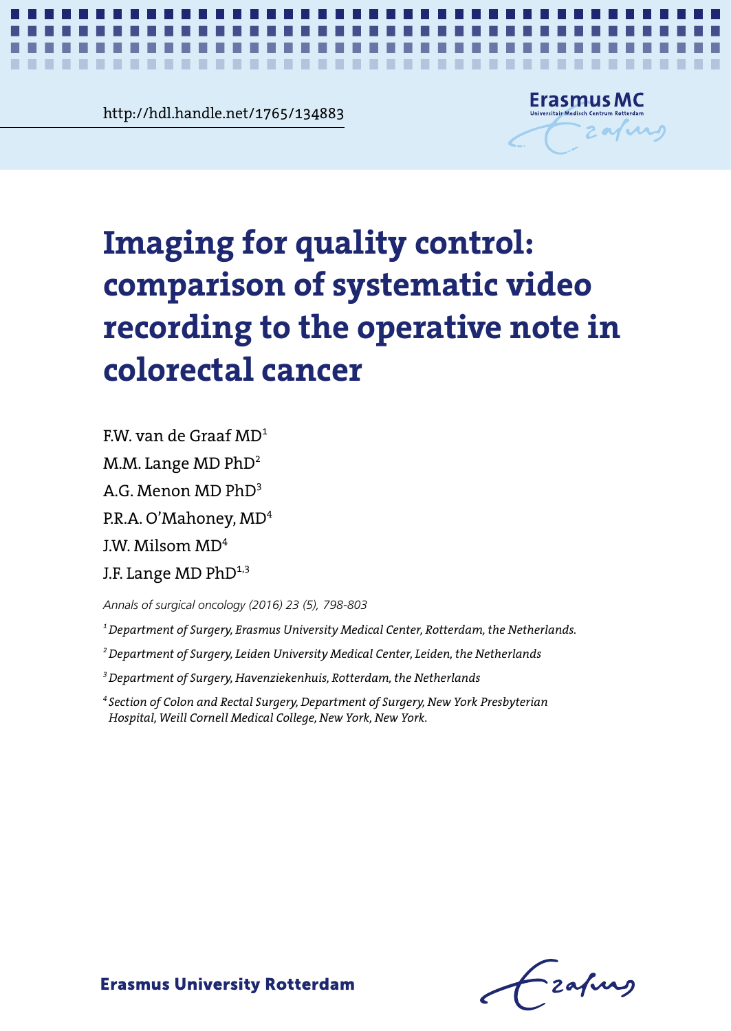http://hdl.handle.net/1765/134883

# Imaging for quality control: comparison of systematic video recording to the operative note in colorectal cancer

F.W. van de Graaf MD[1]

M.M. Lange MD PhD[2]

A.G. Menon MD PhD[3]

P.R.A. O'Mahoney, MD[4]

J.W. Milsom MD[4]

J.F. Lange MD PhD[1,3]

*Annals of surgical oncology (2016) 23 (5), 798-803*

*[1] Department of Surgery, Erasmus University Medical Center, Rotterdam, the Netherlands.*

*[2] Department of Surgery, Leiden University Medical Center, Leiden, the Netherlands*

*[3] Department of Surgery, Havenziekenhuis, Rotterdam, the Netherlands*

*[4] Section of Colon and Rectal Surgery, Department of Surgery, New York Presbyterian Hospital, Weill Cornell Medical College, New York, New York.*

**Erasmus University Rotterdam**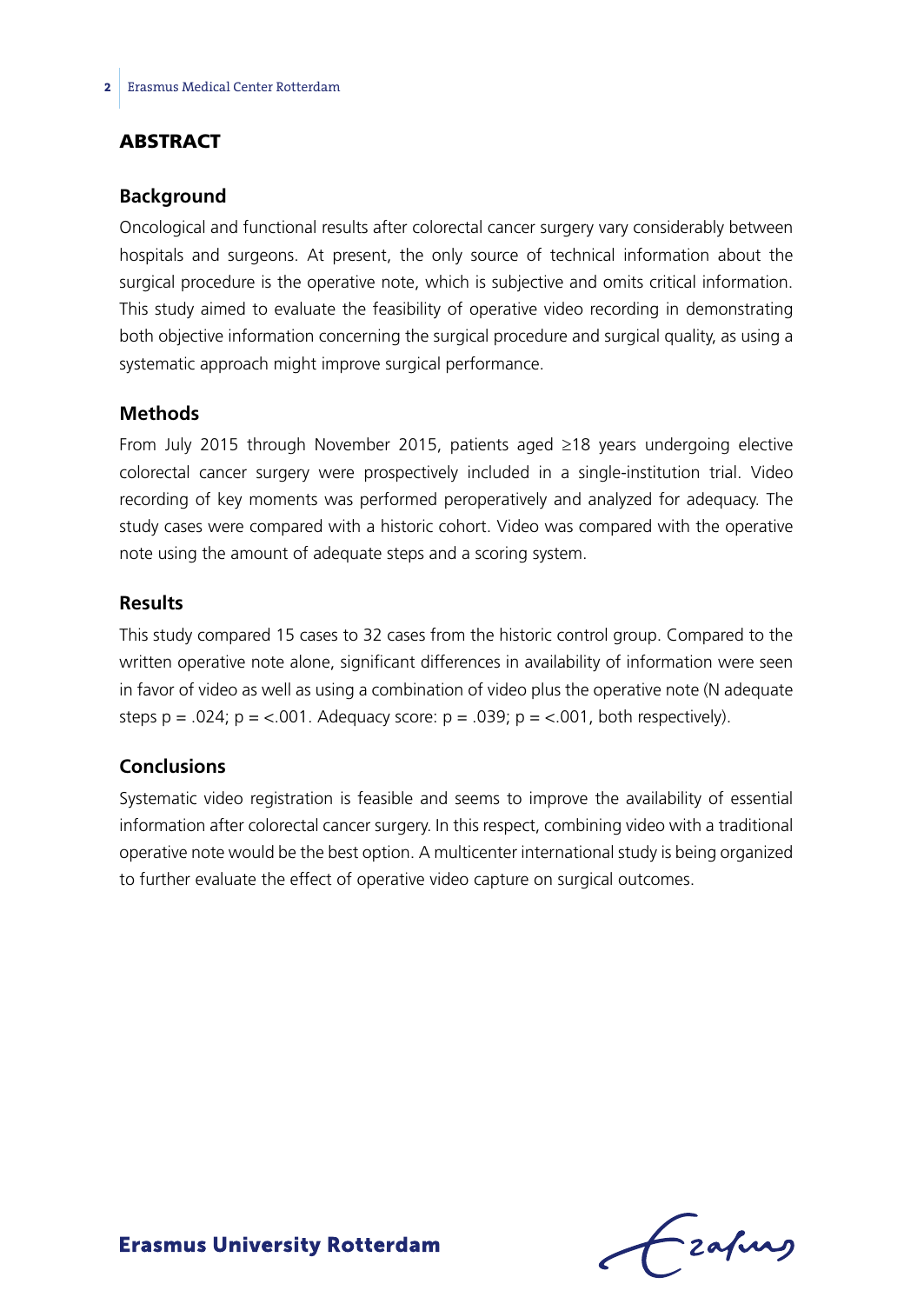## ABSTRACT

### Background

Oncological and functional results after colorectal cancer surgery vary considerably between hospitals and surgeons. At present, the only source of technical information about the surgical procedure is the operative note, which is subjective and omits critical information. This study aimed to evaluate the feasibility of operative video recording in demonstrating both objective information concerning the surgical procedure and surgical quality, as using a systematic approach might improve surgical performance.

### Methods

From July 2015 through November 2015, patients aged $\geq$18 years undergoing elective colorectal cancer surgery were prospectively included in a single-institution trial. Video recording of key moments was performed peroperatively and analyzed for adequacy. The study cases were compared with a historic cohort. Video was compared with the operative note using the amount of adequate steps and a scoring system.

### Results

This study compared 15 cases to 32 cases from the historic control group. Compared to the written operative note alone, significant differences in availability of information were seen in favor of video as well as using a combination of video plus the operative note (N adequate steps $p = .024$; $p = <.001$. Adequacy score: $p = .039$; $p = <.001$, both respectively).

### Conclusions

Systematic video registration is feasible and seems to improve the availability of essential information after colorectal cancer surgery. In this respect, combining video with a traditional operative note would be the best option. A multicenter international study is being organized to further evaluate the effect of operative video capture on surgical outcomes.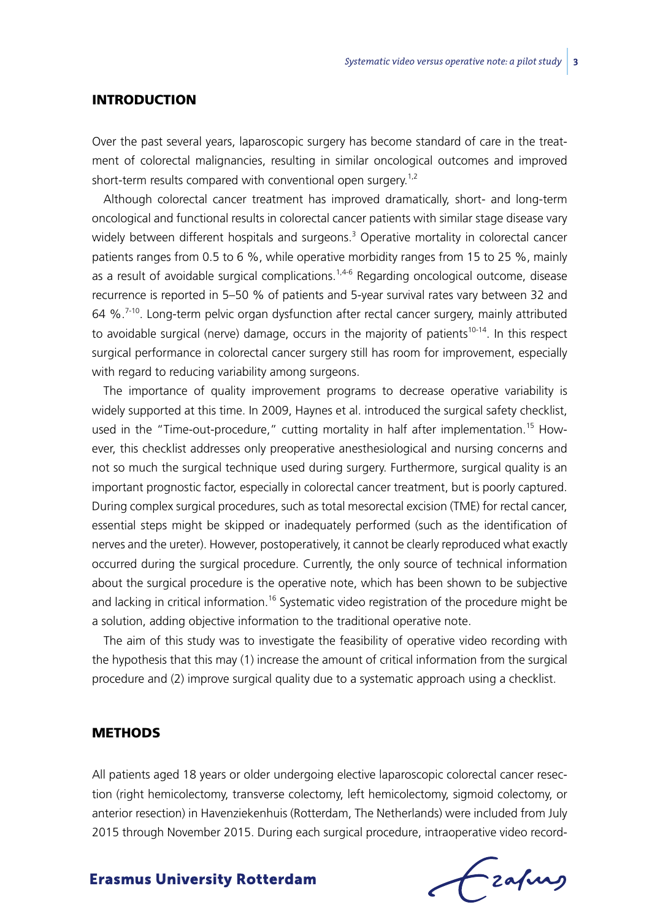## INTRODUCTION

Over the past several years, laparoscopic surgery has become standard of care in the treatment of colorectal malignancies, resulting in similar oncological outcomes and improved short-term results compared with conventional open surgery.[1,2]

Although colorectal cancer treatment has improved dramatically, short- and long-term oncological and functional results in colorectal cancer patients with similar stage disease vary widely between different hospitals and surgeons.[3] Operative mortality in colorectal cancer patients ranges from 0.5 to 6 %, while operative morbidity ranges from 15 to 25 %, mainly as a result of avoidable surgical complications.[1,4-6] Regarding oncological outcome, disease recurrence is reported in 5–50 % of patients and 5-year survival rates vary between 32 and 64 %.[7-10]. Long-term pelvic organ dysfunction after rectal cancer surgery, mainly attributed to avoidable surgical (nerve) damage, occurs in the majority of patients[10-14]. In this respect surgical performance in colorectal cancer surgery still has room for improvement, especially with regard to reducing variability among surgeons.

The importance of quality improvement programs to decrease operative variability is widely supported at this time. In 2009, Haynes et al. introduced the surgical safety checklist, used in the "Time-out-procedure," cutting mortality in half after implementation.[15] However, this checklist addresses only preoperative anesthesiological and nursing concerns and not so much the surgical technique used during surgery. Furthermore, surgical quality is an important prognostic factor, especially in colorectal cancer treatment, but is poorly captured. During complex surgical procedures, such as total mesorectal excision (TME) for rectal cancer, essential steps might be skipped or inadequately performed (such as the identification of nerves and the ureter). However, postoperatively, it cannot be clearly reproduced what exactly occurred during the surgical procedure. Currently, the only source of technical information about the surgical procedure is the operative note, which has been shown to be subjective and lacking in critical information.[16] Systematic video registration of the procedure might be a solution, adding objective information to the traditional operative note.

The aim of this study was to investigate the feasibility of operative video recording with the hypothesis that this may (1) increase the amount of critical information from the surgical procedure and (2) improve surgical quality due to a systematic approach using a checklist.

## METHODS

All patients aged 18 years or older undergoing elective laparoscopic colorectal cancer resection (right hemicolectomy, transverse colectomy, left hemicolectomy, sigmoid colectomy, or anterior resection) in Havenziekenhuis (Rotterdam, The Netherlands) were included from July 2015 through November 2015. During each surgical procedure, intraoperative video record-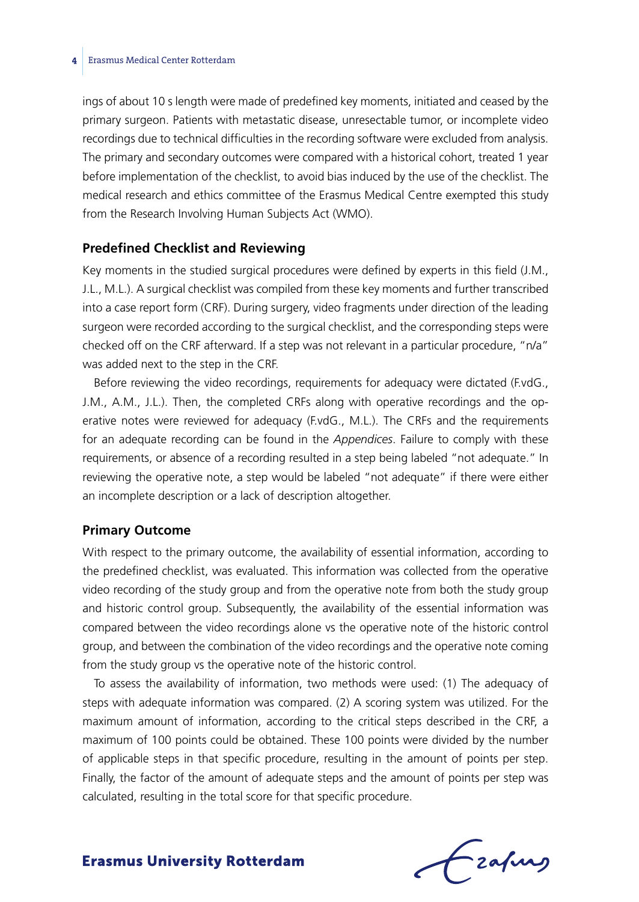ings of about 10 s length were made of predefined key moments, initiated and ceased by the primary surgeon. Patients with metastatic disease, unresectable tumor, or incomplete video recordings due to technical difficulties in the recording software were excluded from analysis. The primary and secondary outcomes were compared with a historical cohort, treated 1 year before implementation of the checklist, to avoid bias induced by the use of the checklist. The medical research and ethics committee of the Erasmus Medical Centre exempted this study from the Research Involving Human Subjects Act (WMO).

### Predefined Checklist and Reviewing

Key moments in the studied surgical procedures were defined by experts in this field (J.M., J.L., M.L.). A surgical checklist was compiled from these key moments and further transcribed into a case report form (CRF). During surgery, video fragments under direction of the leading surgeon were recorded according to the surgical checklist, and the corresponding steps were checked off on the CRF afterward. If a step was not relevant in a particular procedure, "n/a" was added next to the step in the CRF.

Before reviewing the video recordings, requirements for adequacy were dictated (F.vdG., J.M., A.M., J.L.). Then, the completed CRFs along with operative recordings and the operative notes were reviewed for adequacy (F.vdG., M.L.). The CRFs and the requirements for an adequate recording can be found in the *Appendices*. Failure to comply with these requirements, or absence of a recording resulted in a step being labeled "not adequate." In reviewing the operative note, a step would be labeled "not adequate" if there were either an incomplete description or a lack of description altogether.

### Primary Outcome

With respect to the primary outcome, the availability of essential information, according to the predefined checklist, was evaluated. This information was collected from the operative video recording of the study group and from the operative note from both the study group and historic control group. Subsequently, the availability of the essential information was compared between the video recordings alone vs the operative note of the historic control group, and between the combination of the video recordings and the operative note coming from the study group vs the operative note of the historic control.

To assess the availability of information, two methods were used: (1) The adequacy of steps with adequate information was compared. (2) A scoring system was utilized. For the maximum amount of information, according to the critical steps described in the CRF, a maximum of 100 points could be obtained. These 100 points were divided by the number of applicable steps in that specific procedure, resulting in the amount of points per step. Finally, the factor of the amount of adequate steps and the amount of points per step was calculated, resulting in the total score for that specific procedure.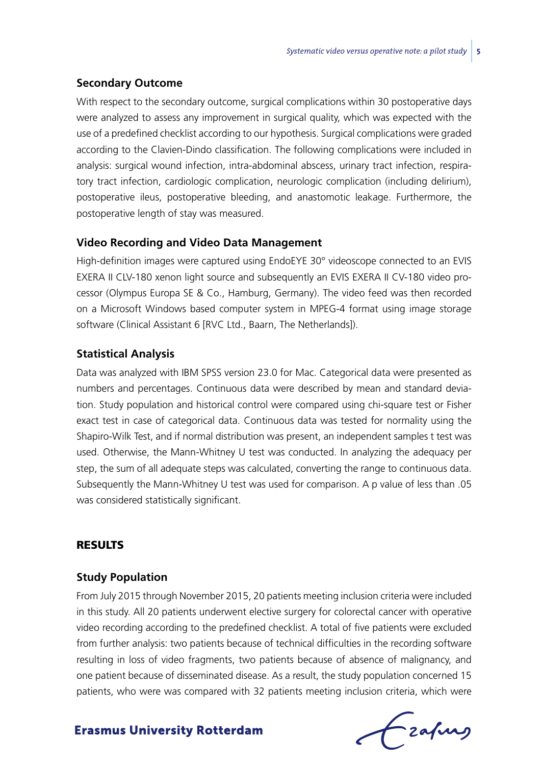### Secondary Outcome

With respect to the secondary outcome, surgical complications within 30 postoperative days were analyzed to assess any improvement in surgical quality, which was expected with the use of a predefined checklist according to our hypothesis. Surgical complications were graded according to the Clavien-Dindo classification. The following complications were included in analysis: surgical wound infection, intra-abdominal abscess, urinary tract infection, respiratory tract infection, cardiologic complication, neurologic complication (including delirium), postoperative ileus, postoperative bleeding, and anastomotic leakage. Furthermore, the postoperative length of stay was measured.

### Video Recording and Video Data Management

High-definition images were captured using EndoEYE 30° videoscope connected to an EVIS EXERA II CLV-180 xenon light source and subsequently an EVIS EXERA II CV-180 video processor (Olympus Europa SE & Co., Hamburg, Germany). The video feed was then recorded on a Microsoft Windows based computer system in MPEG-4 format using image storage software (Clinical Assistant 6 [RVC Ltd., Baarn, The Netherlands]).

### Statistical Analysis

Data was analyzed with IBM SPSS version 23.0 for Mac. Categorical data were presented as numbers and percentages. Continuous data were described by mean and standard deviation. Study population and historical control were compared using chi-square test or Fisher exact test in case of categorical data. Continuous data was tested for normality using the Shapiro-Wilk Test, and if normal distribution was present, an independent samples t test was used. Otherwise, the Mann-Whitney U test was conducted. In analyzing the adequacy per step, the sum of all adequate steps was calculated, converting the range to continuous data. Subsequently the Mann-Whitney U test was used for comparison. A p value of less than .05 was considered statistically significant.

## RESULTS

### Study Population

From July 2015 through November 2015, 20 patients meeting inclusion criteria were included in this study. All 20 patients underwent elective surgery for colorectal cancer with operative video recording according to the predefined checklist. A total of five patients were excluded from further analysis: two patients because of technical difficulties in the recording software resulting in loss of video fragments, two patients because of absence of malignancy, and one patient because of disseminated disease. As a result, the study population concerned 15 patients, who were was compared with 32 patients meeting inclusion criteria, which were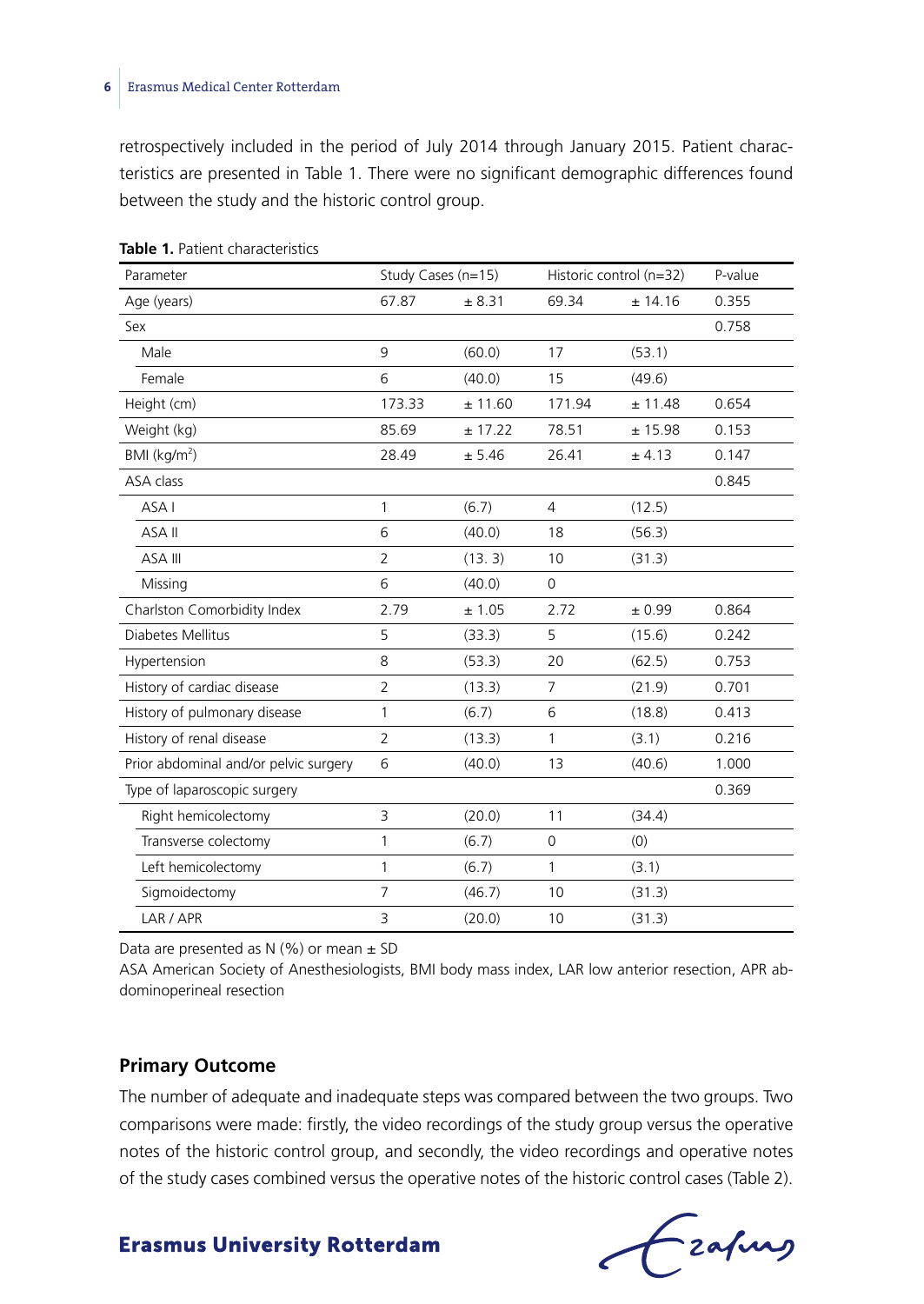retrospectively included in the period of July 2014 through January 2015. Patient characteristics are presented in Table 1. There were no significant demographic differences found between the study and the historic control group.

**Table 1.** Patient characteristics

| Parameter | Study Cases (n=15) | | Historic control (n=32) | | P-value |
|---|---|---|---|---|---|
| Age (years) | 67.87 | ± 8.31 | 69.34 | ± 14.16 | 0.355 |
| Sex | | | | | 0.758 |
| Male | 9 | (60.0) | 17 | (53.1) | |
| Female | 6 | (40.0) | 15 | (49.6) | |
| Height (cm) | 173.33 | ± 11.60 | 171.94 | ± 11.48 | 0.654 |
| Weight (kg) | 85.69 | ± 17.22 | 78.51 | ± 15.98 | 0.153 |
| BMI (kg/m$^2$) | 28.49 | ± 5.46 | 26.41 | ± 4.13 | 0.147 |
| ASA class | | | | | 0.845 |
| ASA I | 1 | (6.7) | 4 | (12.5) | |
| ASA II | 6 | (40.0) | 18 | (56.3) | |
| ASA III | 2 | (13. 3) | 10 | (31.3) | |
| Missing | 6 | (40.0) | 0 | | |
| Charlston Comorbidity Index | 2.79 | ± 1.05 | 2.72 | ± 0.99 | 0.864 |
| Diabetes Mellitus | 5 | (33.3) | 5 | (15.6) | 0.242 |
| Hypertension | 8 | (53.3) | 20 | (62.5) | 0.753 |
| History of cardiac disease | 2 | (13.3) | 7 | (21.9) | 0.701 |
| History of pulmonary disease | 1 | (6.7) | 6 | (18.8) | 0.413 |
| History of renal disease | 2 | (13.3) | 1 | (3.1) | 0.216 |
| Prior abdominal and/or pelvic surgery | 6 | (40.0) | 13 | (40.6) | 1.000 |
| Type of laparoscopic surgery | | | | | 0.369 |
| Right hemicolectomy | 3 | (20.0) | 11 | (34.4) | |
| Transverse colectomy | 1 | (6.7) | 0 | (0) | |
| Left hemicolectomy | 1 | (6.7) | 1 | (3.1) | |
| Sigmoidectomy | 7 | (46.7) | 10 | (31.3) | |
| LAR / APR | 3 | (20.0) | 10 | (31.3) | |

Data are presented as N (%) or mean ± SD

ASA American Society of Anesthesiologists, BMI body mass index, LAR low anterior resection, APR abdominoperineal resection

## Primary Outcome

The number of adequate and inadequate steps was compared between the two groups. Two comparisons were made: firstly, the video recordings of the study group versus the operative notes of the historic control group, and secondly, the video recordings and operative notes of the study cases combined versus the operative notes of the historic control cases (Table 2).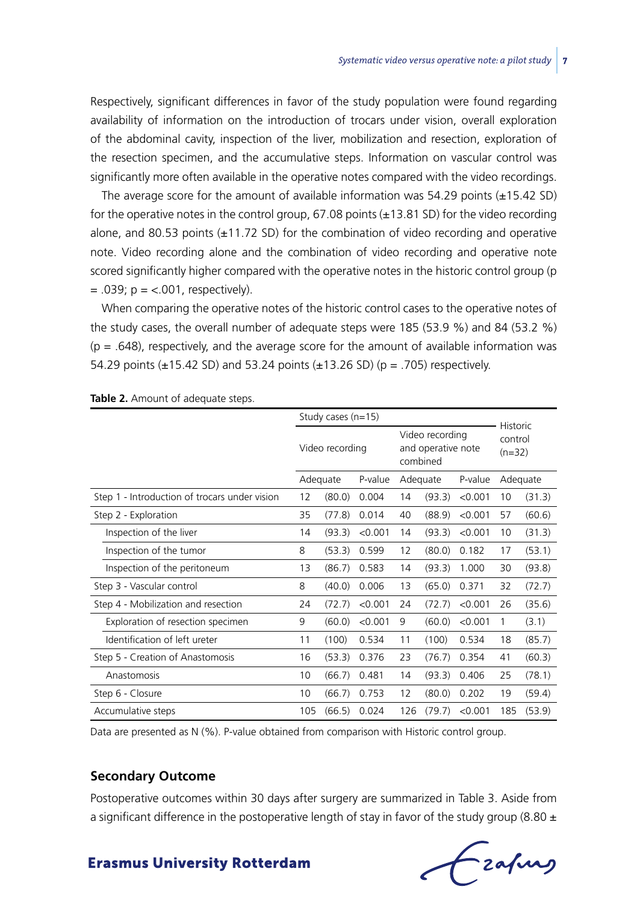Respectively, significant differences in favor of the study population were found regarding availability of information on the introduction of trocars under vision, overall exploration of the abdominal cavity, inspection of the liver, mobilization and resection, exploration of the resection specimen, and the accumulative steps. Information on vascular control was significantly more often available in the operative notes compared with the video recordings.

The average score for the amount of available information was 54.29 points (±15.42 SD) for the operative notes in the control group, 67.08 points (±13.81 SD) for the video recording alone, and 80.53 points (±11.72 SD) for the combination of video recording and operative note. Video recording alone and the combination of video recording and operative note scored significantly higher compared with the operative notes in the historic control group ($p = .039$; $p = <.001$, respectively).

When comparing the operative notes of the historic control cases to the operative notes of the study cases, the overall number of adequate steps were 185 (53.9 %) and 84 (53.2 %) ($p = .648$), respectively, and the average score for the amount of available information was 54.29 points (±15.42 SD) and 53.24 points (±13.26 SD) ($p = .705$) respectively.

**Table 2.** Amount of adequate steps.

| | Study cases (n=15) | | | | | | Historic control (n=32) | |
|---|---|---|---|---|---|---|---|---|
| | Video recording | | | Video recording and operative note combined | | | | |
| | Adequate | | P-value | Adequate | | P-value | Adequate | |
| Step 1 - Introduction of trocars under vision | 12 | (80.0) | 0.004 | 14 | (93.3) | <0.001 | 10 | (31.3) |
| Step 2 - Exploration | 35 | (77.8) | 0.014 | 40 | (88.9) | <0.001 | 57 | (60.6) |
| Inspection of the liver | 14 | (93.3) | <0.001 | 14 | (93.3) | <0.001 | 10 | (31.3) |
| Inspection of the tumor | 8 | (53.3) | 0.599 | 12 | (80.0) | 0.182 | 17 | (53.1) |
| Inspection of the peritoneum | 13 | (86.7) | 0.583 | 14 | (93.3) | 1.000 | 30 | (93.8) |
| Step 3 - Vascular control | 8 | (40.0) | 0.006 | 13 | (65.0) | 0.371 | 32 | (72.7) |
| Step 4 - Mobilization and resection | 24 | (72.7) | <0.001 | 24 | (72.7) | <0.001 | 26 | (35.6) |
| Exploration of resection specimen | 9 | (60.0) | <0.001 | 9 | (60.0) | <0.001 | 1 | (3.1) |
| Identification of left ureter | 11 | (100) | 0.534 | 11 | (100) | 0.534 | 18 | (85.7) |
| Step 5 - Creation of Anastomosis | 16 | (53.3) | 0.376 | 23 | (76.7) | 0.354 | 41 | (60.3) |
| Anastomosis | 10 | (66.7) | 0.481 | 14 | (93.3) | 0.406 | 25 | (78.1) |
| Step 6 - Closure | 10 | (66.7) | 0.753 | 12 | (80.0) | 0.202 | 19 | (59.4) |
| Accumulative steps | 105 | (66.5) | 0.024 | 126 | (79.7) | <0.001 | 185 | (53.9) |

Data are presented as N (%). P-value obtained from comparison with Historic control group.

## Secondary Outcome

Postoperative outcomes within 30 days after surgery are summarized in Table 3. Aside from a significant difference in the postoperative length of stay in favor of the study group (8.80 ±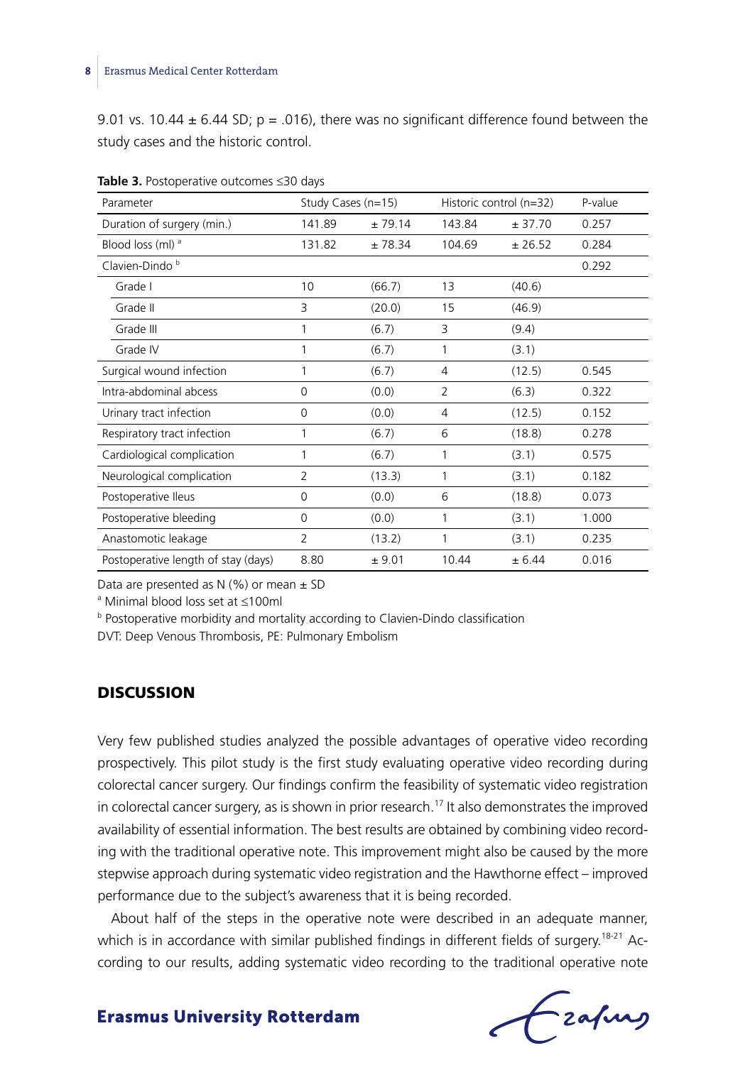9.01 vs. 10.44 ± 6.44 SD; p = .016), there was no significant difference found between the study cases and the historic control.

**Table 3.** Postoperative outcomes ≤30 days

| Parameter | Study Cases (n=15) | | Historic control (n=32) | | P-value |
|---|---|---|---|---|---|
| Duration of surgery (min.) | 141.89 | ± 79.14 | 143.84 | ± 37.70 | 0.257 |
| Blood loss (ml) [a] | 131.82 | ± 78.34 | 104.69 | ± 26.52 | 0.284 |
| Clavien-Dindo [b] | | | | | 0.292 |
| Grade I | 10 | (66.7) | 13 | (40.6) | |
| Grade II | 3 | (20.0) | 15 | (46.9) | |
| Grade III | 1 | (6.7) | 3 | (9.4) | |
| Grade IV | 1 | (6.7) | 1 | (3.1) | |
| Surgical wound infection | 1 | (6.7) | 4 | (12.5) | 0.545 |
| Intra-abdominal abcess | 0 | (0.0) | 2 | (6.3) | 0.322 |
| Urinary tract infection | 0 | (0.0) | 4 | (12.5) | 0.152 |
| Respiratory tract infection | 1 | (6.7) | 6 | (18.8) | 0.278 |
| Cardiological complication | 1 | (6.7) | 1 | (3.1) | 0.575 |
| Neurological complication | 2 | (13.3) | 1 | (3.1) | 0.182 |
| Postoperative Ileus | 0 | (0.0) | 6 | (18.8) | 0.073 |
| Postoperative bleeding | 0 | (0.0) | 1 | (3.1) | 1.000 |
| Anastomotic leakage | 2 | (13.2) | 1 | (3.1) | 0.235 |
| Postoperative length of stay (days) | 8.80 | ± 9.01 | 10.44 | ± 6.44 | 0.016 |

Data are presented as N (%) or mean ± SD

[a] Minimal blood loss set at ≤100ml

[b] Postoperative morbidity and mortality according to Clavien-Dindo classification

DVT: Deep Venous Thrombosis, PE: Pulmonary Embolism

## DISCUSSION

Very few published studies analyzed the possible advantages of operative video recording prospectively. This pilot study is the first study evaluating operative video recording during colorectal cancer surgery. Our findings confirm the feasibility of systematic video registration in colorectal cancer surgery, as is shown in prior research.[17] It also demonstrates the improved availability of essential information. The best results are obtained by combining video recording with the traditional operative note. This improvement might also be caused by the more stepwise approach during systematic video registration and the Hawthorne effect – improved performance due to the subject's awareness that it is being recorded.

About half of the steps in the operative note were described in an adequate manner, which is in accordance with similar published findings in different fields of surgery.[18-21] According to our results, adding systematic video recording to the traditional operative note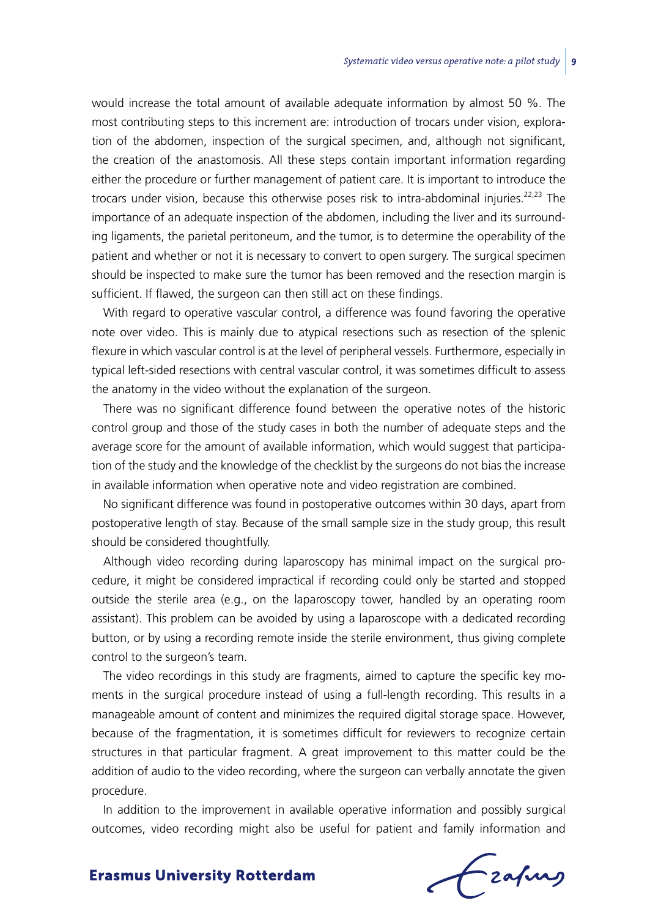would increase the total amount of available adequate information by almost 50 %. The most contributing steps to this increment are: introduction of trocars under vision, exploration of the abdomen, inspection of the surgical specimen, and, although not significant, the creation of the anastomosis. All these steps contain important information regarding either the procedure or further management of patient care. It is important to introduce the trocars under vision, because this otherwise poses risk to intra-abdominal injuries.[22,23] The importance of an adequate inspection of the abdomen, including the liver and its surrounding ligaments, the parietal peritoneum, and the tumor, is to determine the operability of the patient and whether or not it is necessary to convert to open surgery. The surgical specimen should be inspected to make sure the tumor has been removed and the resection margin is sufficient. If flawed, the surgeon can then still act on these findings.

With regard to operative vascular control, a difference was found favoring the operative note over video. This is mainly due to atypical resections such as resection of the splenic flexure in which vascular control is at the level of peripheral vessels. Furthermore, especially in typical left-sided resections with central vascular control, it was sometimes difficult to assess the anatomy in the video without the explanation of the surgeon.

There was no significant difference found between the operative notes of the historic control group and those of the study cases in both the number of adequate steps and the average score for the amount of available information, which would suggest that participation of the study and the knowledge of the checklist by the surgeons do not bias the increase in available information when operative note and video registration are combined.

No significant difference was found in postoperative outcomes within 30 days, apart from postoperative length of stay. Because of the small sample size in the study group, this result should be considered thoughtfully.

Although video recording during laparoscopy has minimal impact on the surgical procedure, it might be considered impractical if recording could only be started and stopped outside the sterile area (e.g., on the laparoscopy tower, handled by an operating room assistant). This problem can be avoided by using a laparoscope with a dedicated recording button, or by using a recording remote inside the sterile environment, thus giving complete control to the surgeon's team.

The video recordings in this study are fragments, aimed to capture the specific key moments in the surgical procedure instead of using a full-length recording. This results in a manageable amount of content and minimizes the required digital storage space. However, because of the fragmentation, it is sometimes difficult for reviewers to recognize certain structures in that particular fragment. A great improvement to this matter could be the addition of audio to the video recording, where the surgeon can verbally annotate the given procedure.

In addition to the improvement in available operative information and possibly surgical outcomes, video recording might also be useful for patient and family information and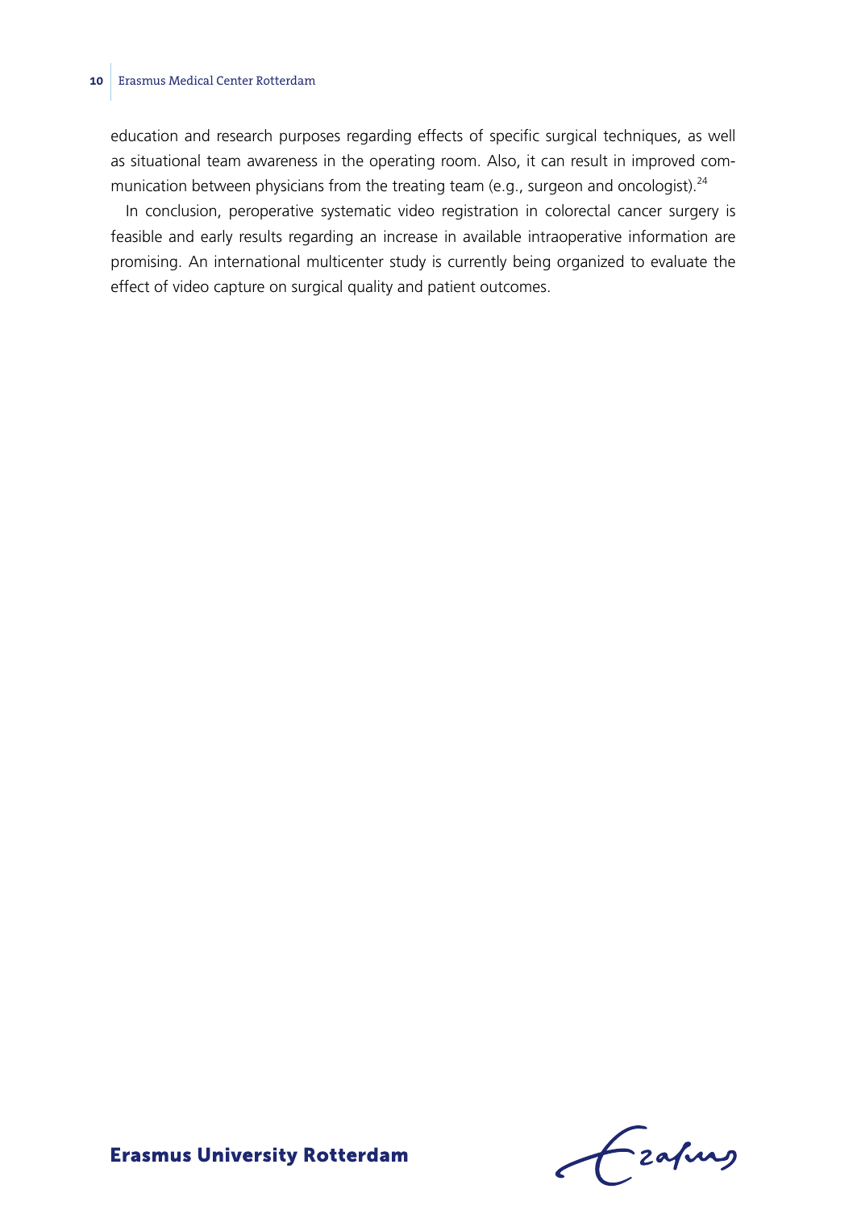education and research purposes regarding effects of specific surgical techniques, as well as situational team awareness in the operating room. Also, it can result in improved communication between physicians from the treating team (e.g., surgeon and oncologist).[24]

In conclusion, peroperative systematic video registration in colorectal cancer surgery is feasible and early results regarding an increase in available intraoperative information are promising. An international multicenter study is currently being organized to evaluate the effect of video capture on surgical quality and patient outcomes.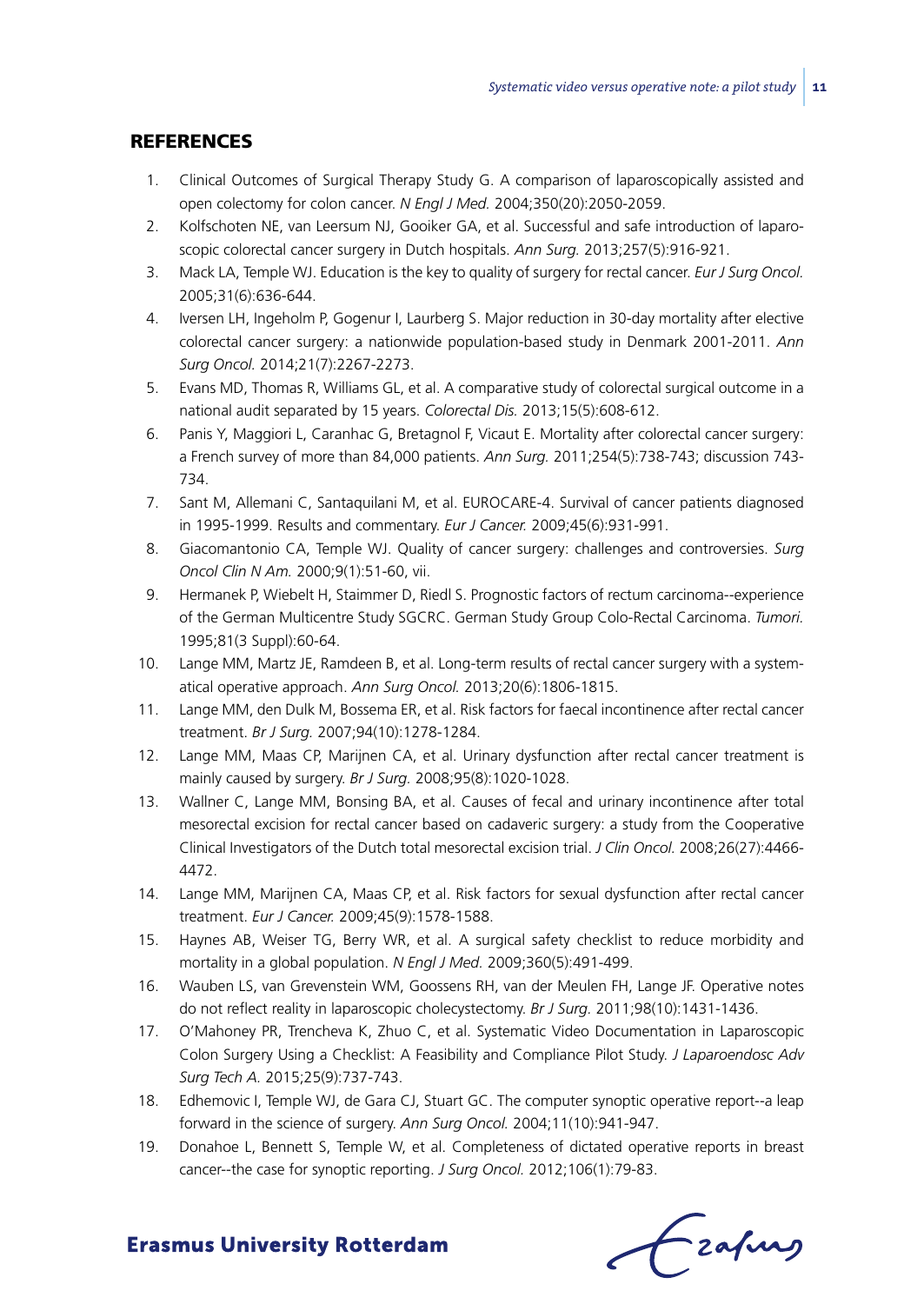## REFERENCES

1. Clinical Outcomes of Surgical Therapy Study G. A comparison of laparoscopically assisted and open colectomy for colon cancer. *N Engl J Med.* 2004;350(20):2050-2059.
2. Kolfschoten NE, van Leersum NJ, Gooiker GA, et al. Successful and safe introduction of laparoscopic colorectal cancer surgery in Dutch hospitals. *Ann Surg.* 2013;257(5):916-921.
3. Mack LA, Temple WJ. Education is the key to quality of surgery for rectal cancer. *Eur J Surg Oncol.* 2005;31(6):636-644.
4. Iversen LH, Ingeholm P, Gogenur I, Laurberg S. Major reduction in 30-day mortality after elective colorectal cancer surgery: a nationwide population-based study in Denmark 2001-2011. *Ann Surg Oncol.* 2014;21(7):2267-2273.
5. Evans MD, Thomas R, Williams GL, et al. A comparative study of colorectal surgical outcome in a national audit separated by 15 years. *Colorectal Dis.* 2013;15(5):608-612.
6. Panis Y, Maggiori L, Caranhac G, Bretagnol F, Vicaut E. Mortality after colorectal cancer surgery: a French survey of more than 84,000 patients. *Ann Surg.* 2011;254(5):738-743; discussion 743-734.
7. Sant M, Allemani C, Santaquilani M, et al. EUROCARE-4. Survival of cancer patients diagnosed in 1995-1999. Results and commentary. *Eur J Cancer.* 2009;45(6):931-991.
8. Giacomantonio CA, Temple WJ. Quality of cancer surgery: challenges and controversies. *Surg Oncol Clin N Am.* 2000;9(1):51-60, vii.
9. Hermanek P, Wiebelt H, Staimmer D, Riedl S. Prognostic factors of rectum carcinoma--experience of the German Multicentre Study SGCRC. German Study Group Colo-Rectal Carcinoma. *Tumori.* 1995;81(3 Suppl):60-64.
10. Lange MM, Martz JE, Ramdeen B, et al. Long-term results of rectal cancer surgery with a systematical operative approach. *Ann Surg Oncol.* 2013;20(6):1806-1815.
11. Lange MM, den Dulk M, Bossema ER, et al. Risk factors for faecal incontinence after rectal cancer treatment. *Br J Surg.* 2007;94(10):1278-1284.
12. Lange MM, Maas CP, Marijnen CA, et al. Urinary dysfunction after rectal cancer treatment is mainly caused by surgery. *Br J Surg.* 2008;95(8):1020-1028.
13. Wallner C, Lange MM, Bonsing BA, et al. Causes of fecal and urinary incontinence after total mesorectal excision for rectal cancer based on cadaveric surgery: a study from the Cooperative Clinical Investigators of the Dutch total mesorectal excision trial. *J Clin Oncol.* 2008;26(27):4466-4472.
14. Lange MM, Marijnen CA, Maas CP, et al. Risk factors for sexual dysfunction after rectal cancer treatment. *Eur J Cancer.* 2009;45(9):1578-1588.
15. Haynes AB, Weiser TG, Berry WR, et al. A surgical safety checklist to reduce morbidity and mortality in a global population. *N Engl J Med.* 2009;360(5):491-499.
16. Wauben LS, van Grevenstein WM, Goossens RH, van der Meulen FH, Lange JF. Operative notes do not reflect reality in laparoscopic cholecystectomy. *Br J Surg.* 2011;98(10):1431-1436.
17. O'Mahoney PR, Trencheva K, Zhuo C, et al. Systematic Video Documentation in Laparoscopic Colon Surgery Using a Checklist: A Feasibility and Compliance Pilot Study. *J Laparoendosc Adv Surg Tech A.* 2015;25(9):737-743.
18. Edhemovic I, Temple WJ, de Gara CJ, Stuart GC. The computer synoptic operative report--a leap forward in the science of surgery. *Ann Surg Oncol.* 2004;11(10):941-947.
19. Donahoe L, Bennett S, Temple W, et al. Completeness of dictated operative reports in breast cancer--the case for synoptic reporting. *J Surg Oncol.* 2012;106(1):79-83.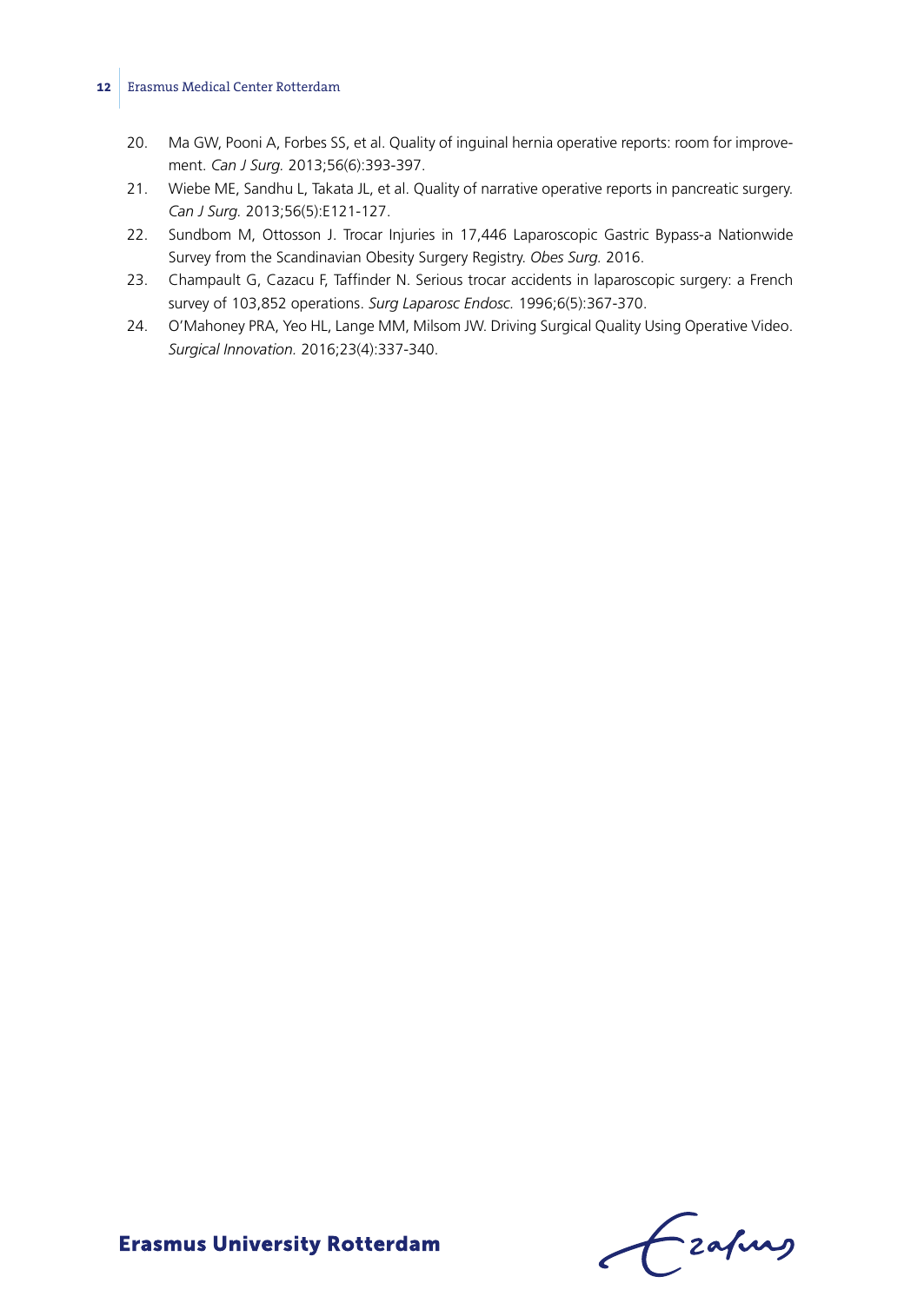20. Ma GW, Pooni A, Forbes SS, et al. Quality of inguinal hernia operative reports: room for improvement. *Can J Surg.* 2013;56(6):393-397.
21. Wiebe ME, Sandhu L, Takata JL, et al. Quality of narrative operative reports in pancreatic surgery. *Can J Surg.* 2013;56(5):E121-127.
22. Sundbom M, Ottosson J. Trocar Injuries in 17,446 Laparoscopic Gastric Bypass-a Nationwide Survey from the Scandinavian Obesity Surgery Registry. *Obes Surg.* 2016.
23. Champault G, Cazacu F, Taffinder N. Serious trocar accidents in laparoscopic surgery: a French survey of 103,852 operations. *Surg Laparosc Endosc.* 1996;6(5):367-370.
24. O'Mahoney PRA, Yeo HL, Lange MM, Milsom JW. Driving Surgical Quality Using Operative Video. *Surgical Innovation.* 2016;23(4):337-340.